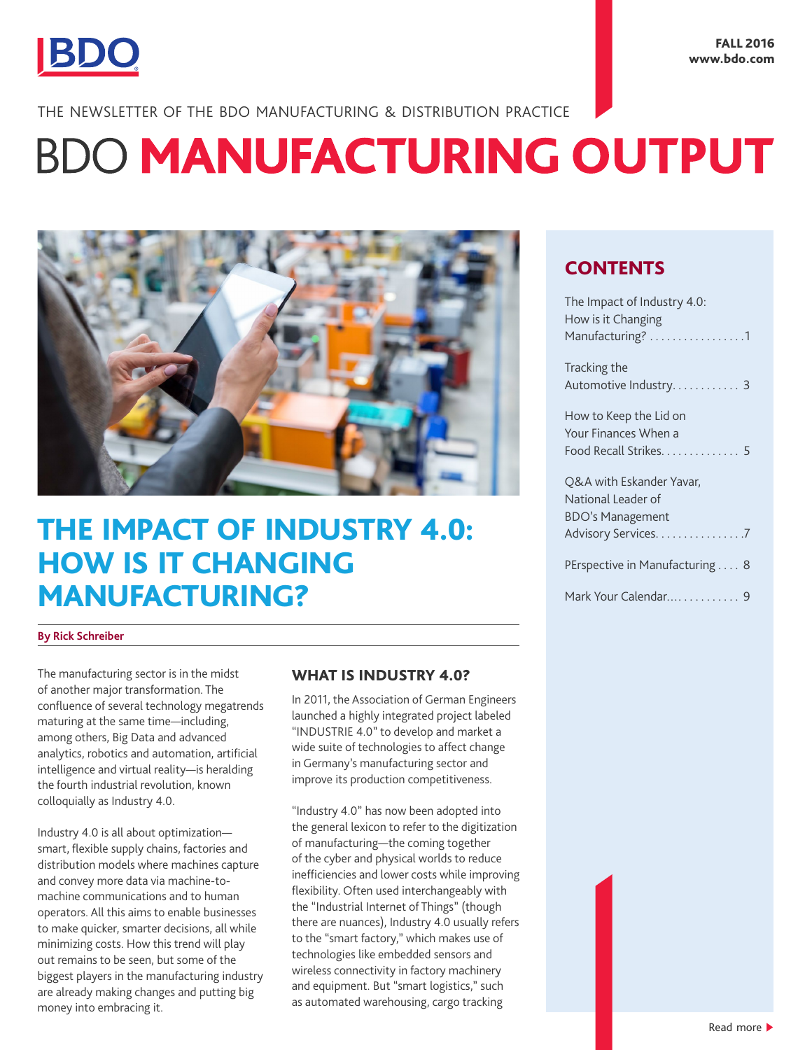FALL 2016
www.bdo.com

THE NEWSLETTER OF THE BDO MANUFACTURING & DISTRIBUTION PRACTICE

# BDO MANUFACTURING OUTPUT

## CONTENTS

The Impact of Industry 4.0: How is it Changing Manufacturing? .................1

Tracking the Automotive Industry............ 3

How to Keep the Lid on Your Finances When a Food Recall Strikes.............. 5

Q&A with Eskander Yavar, National Leader of BDO's Management Advisory Services................7

PErspective in Manufacturing .... 8

Mark Your Calendar............. 9

## THE IMPACT OF INDUSTRY 4.0: HOW IS IT CHANGING MANUFACTURING?

**By Rick Schreiber**

The manufacturing sector is in the midst of another major transformation. The confluence of several technology megatrends maturing at the same time—including, among others, Big Data and advanced analytics, robotics and automation, artificial intelligence and virtual reality—is heralding the fourth industrial revolution, known colloquially as Industry 4.0.

Industry 4.0 is all about optimization—smart, flexible supply chains, factories and distribution models where machines capture and convey more data via machine-to-machine communications and to human operators. All this aims to enable businesses to make quicker, smarter decisions, all while minimizing costs. How this trend will play out remains to be seen, but some of the biggest players in the manufacturing industry are already making changes and putting big money into embracing it.

### WHAT IS INDUSTRY 4.0?

In 2011, the Association of German Engineers launched a highly integrated project labeled "INDUSTRIE 4.0" to develop and market a wide suite of technologies to affect change in Germany's manufacturing sector and improve its production competitiveness.

"Industry 4.0" has now been adopted into the general lexicon to refer to the digitization of manufacturing—the coming together of the cyber and physical worlds to reduce inefficiencies and lower costs while improving flexibility. Often used interchangeably with the "Industrial Internet of Things" (though there are nuances), Industry 4.0 usually refers to the "smart factory," which makes use of technologies like embedded sensors and wireless connectivity in factory machinery and equipment. But "smart logistics," such as automated warehousing, cargo tracking

Read more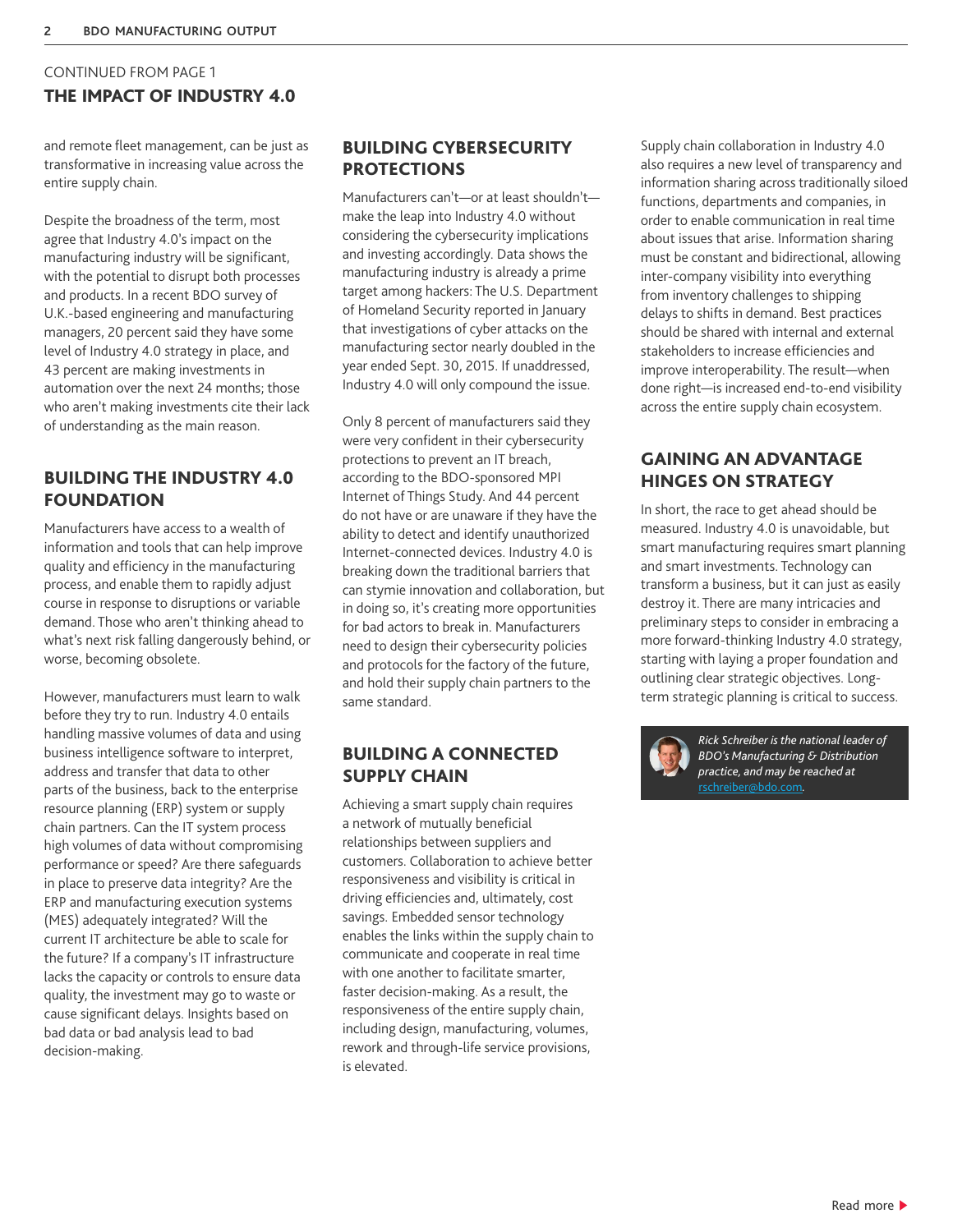CONTINUED FROM PAGE 1

## THE IMPACT OF INDUSTRY 4.0

and remote fleet management, can be just as transformative in increasing value across the entire supply chain.

Despite the broadness of the term, most agree that Industry 4.0's impact on the manufacturing industry will be significant, with the potential to disrupt both processes and products. In a recent BDO survey of U.K.-based engineering and manufacturing managers, 20 percent said they have some level of Industry 4.0 strategy in place, and 43 percent are making investments in automation over the next 24 months; those who aren't making investments cite their lack of understanding as the main reason.

### BUILDING THE INDUSTRY 4.0 FOUNDATION

Manufacturers have access to a wealth of information and tools that can help improve quality and efficiency in the manufacturing process, and enable them to rapidly adjust course in response to disruptions or variable demand. Those who aren't thinking ahead to what's next risk falling dangerously behind, or worse, becoming obsolete.

However, manufacturers must learn to walk before they try to run. Industry 4.0 entails handling massive volumes of data and using business intelligence software to interpret, address and transfer that data to other parts of the business, back to the enterprise resource planning (ERP) system or supply chain partners. Can the IT system process high volumes of data without compromising performance or speed? Are there safeguards in place to preserve data integrity? Are the ERP and manufacturing execution systems (MES) adequately integrated? Will the current IT architecture be able to scale for the future? If a company's IT infrastructure lacks the capacity or controls to ensure data quality, the investment may go to waste or cause significant delays. Insights based on bad data or bad analysis lead to bad decision-making.

### BUILDING CYBERSECURITY PROTECTIONS

Manufacturers can't—or at least shouldn't—make the leap into Industry 4.0 without considering the cybersecurity implications and investing accordingly. Data shows the manufacturing industry is already a prime target among hackers: The U.S. Department of Homeland Security reported in January that investigations of cyber attacks on the manufacturing sector nearly doubled in the year ended Sept. 30, 2015. If unaddressed, Industry 4.0 will only compound the issue.

Only 8 percent of manufacturers said they were very confident in their cybersecurity protections to prevent an IT breach, according to the BDO-sponsored MPI Internet of Things Study. And 44 percent do not have or are unaware if they have the ability to detect and identify unauthorized Internet-connected devices. Industry 4.0 is breaking down the traditional barriers that can stymie innovation and collaboration, but in doing so, it's creating more opportunities for bad actors to break in. Manufacturers need to design their cybersecurity policies and protocols for the factory of the future, and hold their supply chain partners to the same standard.

### BUILDING A CONNECTED SUPPLY CHAIN

Achieving a smart supply chain requires a network of mutually beneficial relationships between suppliers and customers. Collaboration to achieve better responsiveness and visibility is critical in driving efficiencies and, ultimately, cost savings. Embedded sensor technology enables the links within the supply chain to communicate and cooperate in real time with one another to facilitate smarter, faster decision-making. As a result, the responsiveness of the entire supply chain, including design, manufacturing, volumes, rework and through-life service provisions, is elevated.

Supply chain collaboration in Industry 4.0 also requires a new level of transparency and information sharing across traditionally siloed functions, departments and companies, in order to enable communication in real time about issues that arise. Information sharing must be constant and bidirectional, allowing inter-company visibility into everything from inventory challenges to shipping delays to shifts in demand. Best practices should be shared with internal and external stakeholders to increase efficiencies and improve interoperability. The result—when done right—is increased end-to-end visibility across the entire supply chain ecosystem.

### GAINING AN ADVANTAGE HINGES ON STRATEGY

In short, the race to get ahead should be measured. Industry 4.0 is unavoidable, but smart manufacturing requires smart planning and smart investments. Technology can transform a business, but it can just as easily destroy it. There are many intricacies and preliminary steps to consider in embracing a more forward-thinking Industry 4.0 strategy, starting with laying a proper foundation and outlining clear strategic objectives. Long-term strategic planning is critical to success.

*Rick Schreiber is the national leader of BDO's Manufacturing & Distribution practice, and may be reached at rschreiber@bdo.com.*

Read more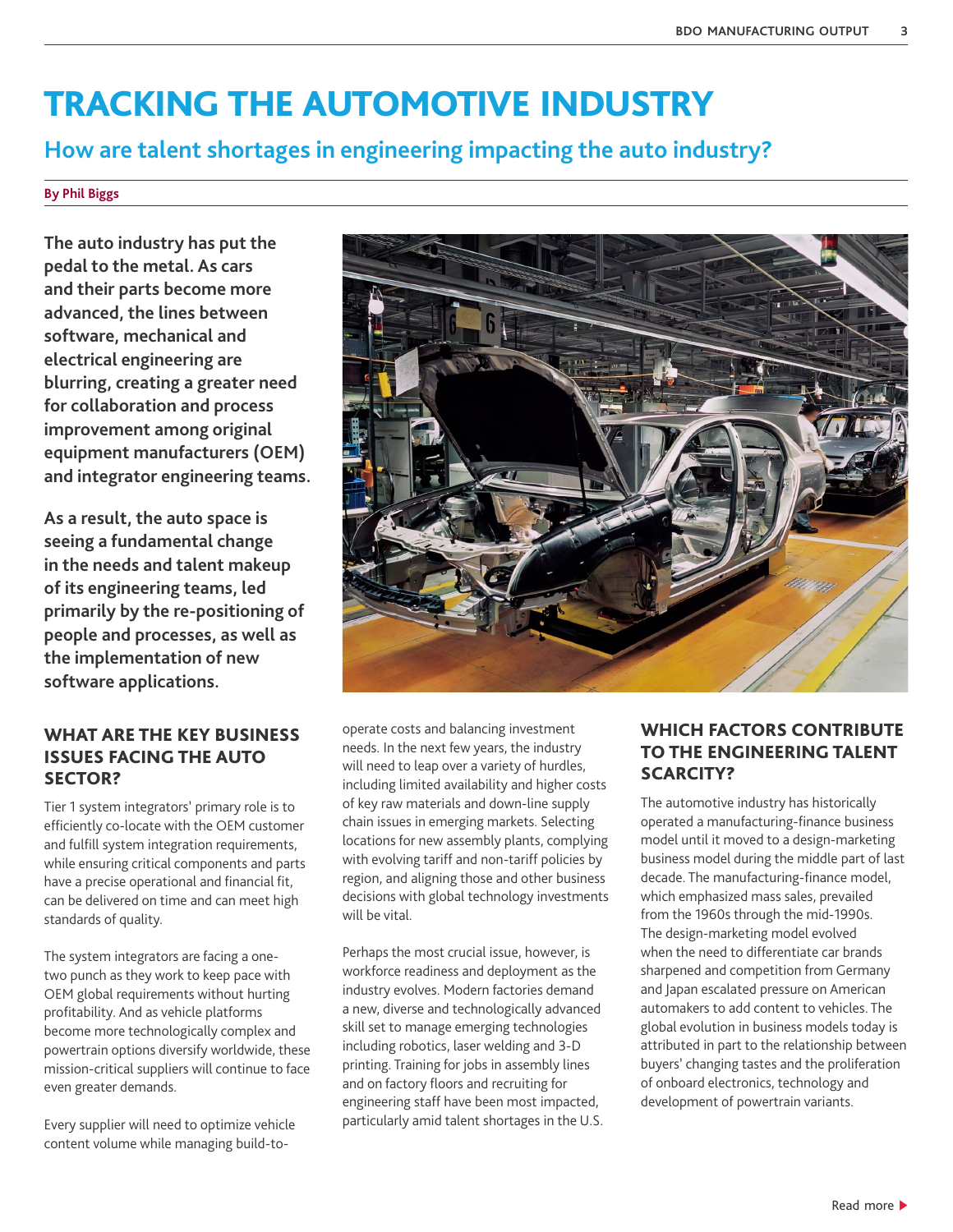# TRACKING THE AUTOMOTIVE INDUSTRY

## How are talent shortages in engineering impacting the auto industry?

**By Phil Biggs**

**The auto industry has put the pedal to the metal. As cars and their parts become more advanced, the lines between software, mechanical and electrical engineering are blurring, creating a greater need for collaboration and process improvement among original equipment manufacturers (OEM) and integrator engineering teams.**

**As a result, the auto space is seeing a fundamental change in the needs and talent makeup of its engineering teams, led primarily by the re-positioning of people and processes, as well as the implementation of new software applications.**

### WHAT ARE THE KEY BUSINESS ISSUES FACING THE AUTO SECTOR?

Tier 1 system integrators' primary role is to efficiently co-locate with the OEM customer and fulfill system integration requirements, while ensuring critical components and parts have a precise operational and financial fit, can be delivered on time and can meet high standards of quality.

The system integrators are facing a one-two punch as they work to keep pace with OEM global requirements without hurting profitability. And as vehicle platforms become more technologically complex and powertrain options diversify worldwide, these mission-critical suppliers will continue to face even greater demands.

Every supplier will need to optimize vehicle content volume while managing build-to-operate costs and balancing investment needs. In the next few years, the industry will need to leap over a variety of hurdles, including limited availability and higher costs of key raw materials and down-line supply chain issues in emerging markets. Selecting locations for new assembly plants, complying with evolving tariff and non-tariff policies by region, and aligning those and other business decisions with global technology investments will be vital.

Perhaps the most crucial issue, however, is workforce readiness and deployment as the industry evolves. Modern factories demand a new, diverse and technologically advanced skill set to manage emerging technologies including robotics, laser welding and 3-D printing. Training for jobs in assembly lines and on factory floors and recruiting for engineering staff have been most impacted, particularly amid talent shortages in the U.S.

### WHICH FACTORS CONTRIBUTE TO THE ENGINEERING TALENT SCARCITY?

The automotive industry has historically operated a manufacturing-finance business model until it moved to a design-marketing business model during the middle part of last decade. The manufacturing-finance model, which emphasized mass sales, prevailed from the 1960s through the mid-1990s. The design-marketing model evolved when the need to differentiate car brands sharpened and competition from Germany and Japan escalated pressure on American automakers to add content to vehicles. The global evolution in business models today is attributed in part to the relationship between buyers' changing tastes and the proliferation of onboard electronics, technology and development of powertrain variants.

Read more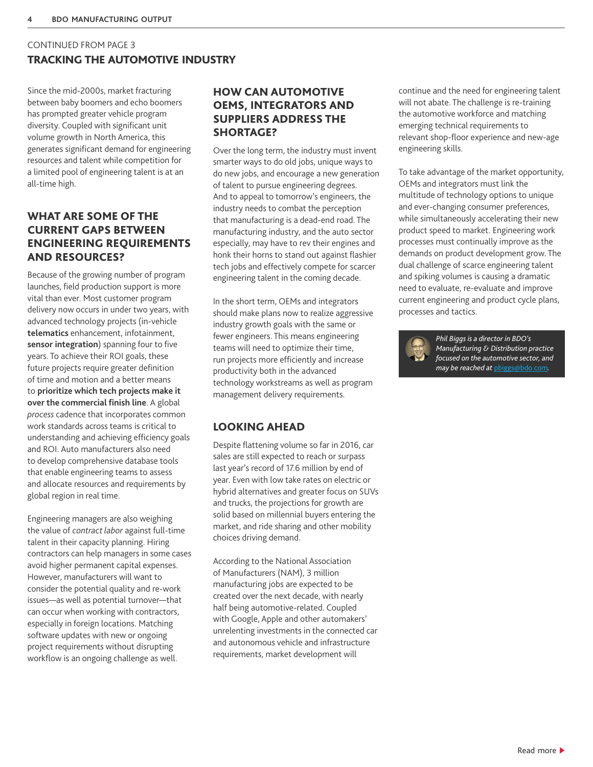CONTINUED FROM PAGE 3

## TRACKING THE AUTOMOTIVE INDUSTRY

Since the mid-2000s, market fracturing between baby boomers and echo boomers has prompted greater vehicle program diversity. Coupled with significant unit volume growth in North America, this generates significant demand for engineering resources and talent while competition for a limited pool of engineering talent is at an all-time high.

### WHAT ARE SOME OF THE CURRENT GAPS BETWEEN ENGINEERING REQUIREMENTS AND RESOURCES?

Because of the growing number of program launches, field production support is more vital than ever. Most customer program delivery now occurs in under two years, with advanced technology projects (in-vehicle **telematics** enhancement, infotainment, **sensor integration**) spanning four to five years. To achieve their ROI goals, these future projects require greater definition of time and motion and a better means to **prioritize which tech projects make it over the commercial finish line**. A global *process* cadence that incorporates common work standards across teams is critical to understanding and achieving efficiency goals and ROI. Auto manufacturers also need to develop comprehensive database tools that enable engineering teams to assess and allocate resources and requirements by global region in real time.

Engineering managers are also weighing the value of *contract labor* against full-time talent in their capacity planning. Hiring contractors can help managers in some cases avoid higher permanent capital expenses. However, manufacturers will want to consider the potential quality and re-work issues—as well as potential turnover—that can occur when working with contractors, especially in foreign locations. Matching software updates with new or ongoing project requirements without disrupting workflow is an ongoing challenge as well.

### HOW CAN AUTOMOTIVE OEMS, INTEGRATORS AND SUPPLIERS ADDRESS THE SHORTAGE?

Over the long term, the industry must invent smarter ways to do old jobs, unique ways to do new jobs, and encourage a new generation of talent to pursue engineering degrees. And to appeal to tomorrow's engineers, the industry needs to combat the perception that manufacturing is a dead-end road. The manufacturing industry, and the auto sector especially, may have to rev their engines and honk their horns to stand out against flashier tech jobs and effectively compete for scarcer engineering talent in the coming decade.

In the short term, OEMs and integrators should make plans now to realize aggressive industry growth goals with the same or fewer engineers. This means engineering teams will need to optimize their time, run projects more efficiently and increase productivity both in the advanced technology workstreams as well as program management delivery requirements.

### LOOKING AHEAD

Despite flattening volume so far in 2016, car sales are still expected to reach or surpass last year's record of 17.6 million by end of year. Even with low take rates on electric or hybrid alternatives and greater focus on SUVs and trucks, the projections for growth are solid based on millennial buyers entering the market, and ride sharing and other mobility choices driving demand.

According to the National Association of Manufacturers (NAM), 3 million manufacturing jobs are expected to be created over the next decade, with nearly half being automotive-related. Coupled with Google, Apple and other automakers' unrelenting investments in the connected car and autonomous vehicle and infrastructure requirements, market development will continue and the need for engineering talent will not abate. The challenge is re-training the automotive workforce and matching emerging technical requirements to relevant shop-floor experience and new-age engineering skills.

To take advantage of the market opportunity, OEMs and integrators must link the multitude of technology options to unique and ever-changing consumer preferences, while simultaneously accelerating their new product speed to market. Engineering work processes must continually improve as the demands on product development grow. The dual challenge of scarce engineering talent and spiking volumes is causing a dramatic need to evaluate, re-evaluate and improve current engineering and product cycle plans, processes and tactics.

*Phil Biggs is a director in BDO's Manufacturing & Distribution practice focused on the automotive sector, and may be reached at [pbiggs@bdo.com](mailto:pbiggs@bdo.com).*

Read more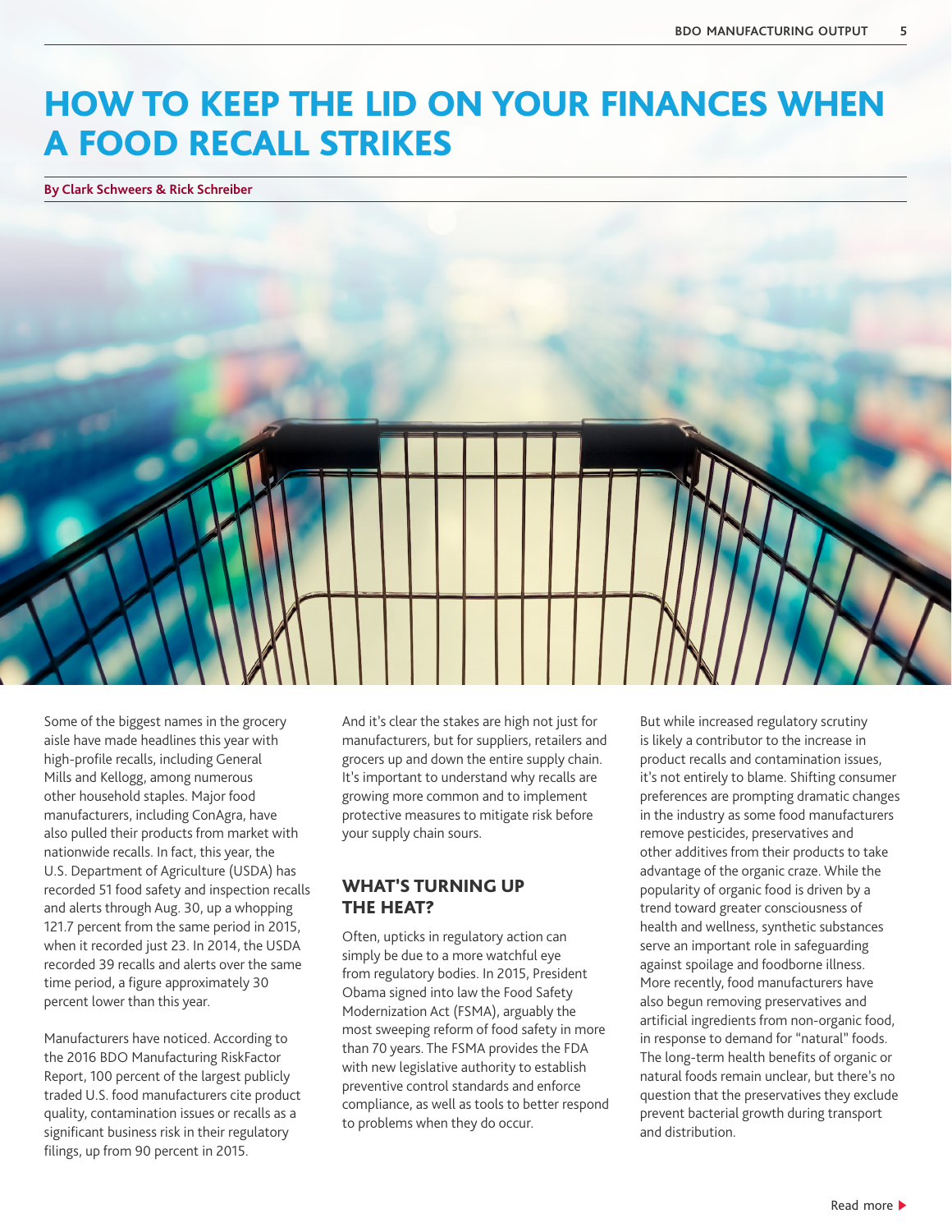# HOW TO KEEP THE LID ON YOUR FINANCES WHEN A FOOD RECALL STRIKES

**By Clark Schweers & Rick Schreiber**

Some of the biggest names in the grocery aisle have made headlines this year with high-profile recalls, including General Mills and Kellogg, among numerous other household staples. Major food manufacturers, including ConAgra, have also pulled their products from market with nationwide recalls. In fact, this year, the U.S. Department of Agriculture (USDA) has recorded 51 food safety and inspection recalls and alerts through Aug. 30, up a whopping 121.7 percent from the same period in 2015, when it recorded just 23. In 2014, the USDA recorded 39 recalls and alerts over the same time period, a figure approximately 30 percent lower than this year.

Manufacturers have noticed. According to the 2016 BDO Manufacturing RiskFactor Report, 100 percent of the largest publicly traded U.S. food manufacturers cite product quality, contamination issues or recalls as a significant business risk in their regulatory filings, up from 90 percent in 2015.

And it's clear the stakes are high not just for manufacturers, but for suppliers, retailers and grocers up and down the entire supply chain. It's important to understand why recalls are growing more common and to implement protective measures to mitigate risk before your supply chain sours.

## WHAT'S TURNING UP THE HEAT?

Often, upticks in regulatory action can simply be due to a more watchful eye from regulatory bodies. In 2015, President Obama signed into law the Food Safety Modernization Act (FSMA), arguably the most sweeping reform of food safety in more than 70 years. The FSMA provides the FDA with new legislative authority to establish preventive control standards and enforce compliance, as well as tools to better respond to problems when they do occur.

But while increased regulatory scrutiny is likely a contributor to the increase in product recalls and contamination issues, it's not entirely to blame. Shifting consumer preferences are prompting dramatic changes in the industry as some food manufacturers remove pesticides, preservatives and other additives from their products to take advantage of the organic craze. While the popularity of organic food is driven by a trend toward greater consciousness of health and wellness, synthetic substances serve an important role in safeguarding against spoilage and foodborne illness. More recently, food manufacturers have also begun removing preservatives and artificial ingredients from non-organic food, in response to demand for "natural" foods. The long-term health benefits of organic or natural foods remain unclear, but there's no question that the preservatives they exclude prevent bacterial growth during transport and distribution.

Read more ▶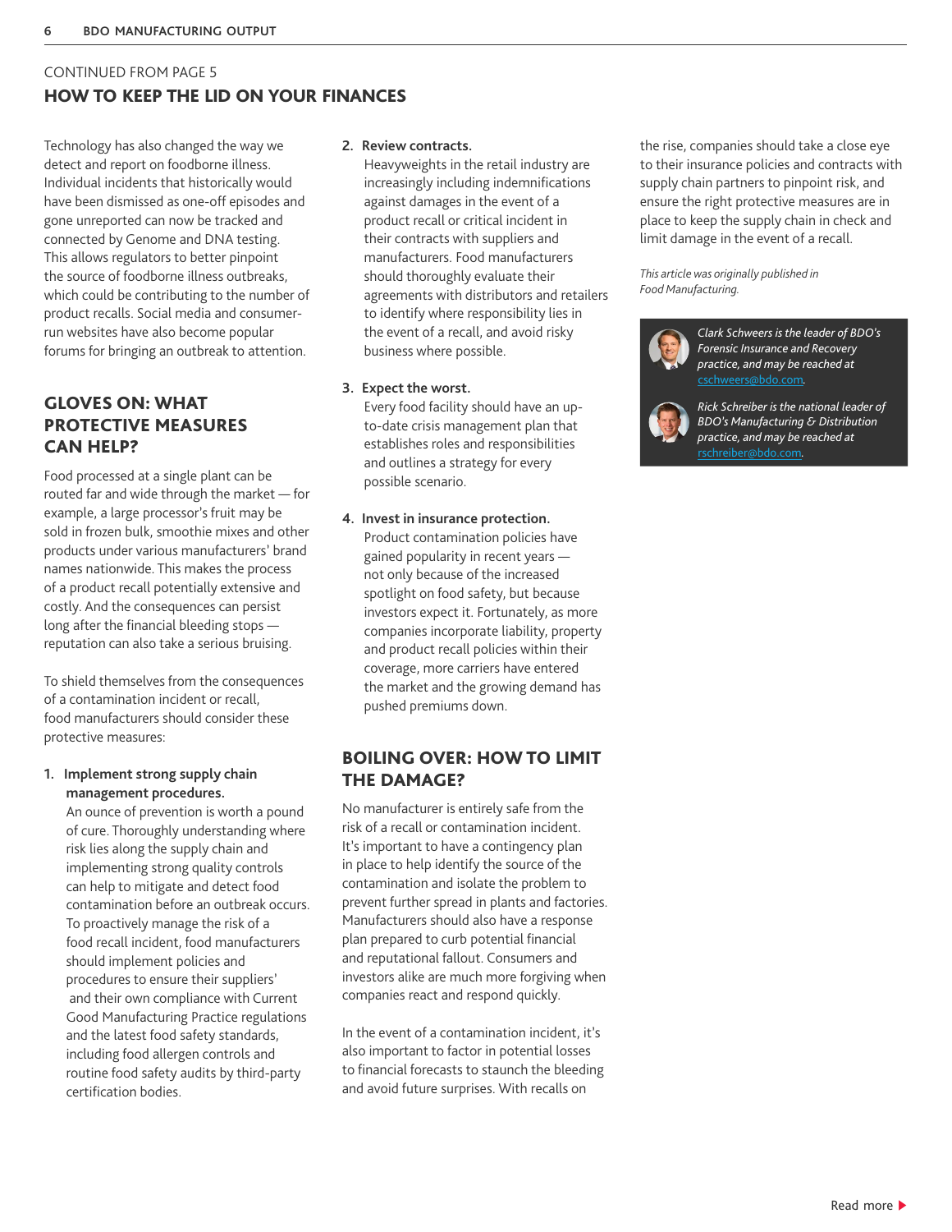CONTINUED FROM PAGE 5

## HOW TO KEEP THE LID ON YOUR FINANCES

Technology has also changed the way we detect and report on foodborne illness. Individual incidents that historically would have been dismissed as one-off episodes and gone unreported can now be tracked and connected by Genome and DNA testing. This allows regulators to better pinpoint the source of foodborne illness outbreaks, which could be contributing to the number of product recalls. Social media and consumer-run websites have also become popular forums for bringing an outbreak to attention.

### GLOVES ON: WHAT PROTECTIVE MEASURES CAN HELP?

Food processed at a single plant can be routed far and wide through the market — for example, a large processor's fruit may be sold in frozen bulk, smoothie mixes and other products under various manufacturers' brand names nationwide. This makes the process of a product recall potentially extensive and costly. And the consequences can persist long after the financial bleeding stops — reputation can also take a serious bruising.

To shield themselves from the consequences of a contamination incident or recall, food manufacturers should consider these protective measures:

1. **Implement strong supply chain management procedures.**
   An ounce of prevention is worth a pound of cure. Thoroughly understanding where risk lies along the supply chain and implementing strong quality controls can help to mitigate and detect food contamination before an outbreak occurs. To proactively manage the risk of a food recall incident, food manufacturers should implement policies and procedures to ensure their suppliers' and their own compliance with Current Good Manufacturing Practice regulations and the latest food safety standards, including food allergen controls and routine food safety audits by third-party certification bodies.

2. **Review contracts.**
   Heavyweights in the retail industry are increasingly including indemnifications against damages in the event of a product recall or critical incident in their contracts with suppliers and manufacturers. Food manufacturers should thoroughly evaluate their agreements with distributors and retailers to identify where responsibility lies in the event of a recall, and avoid risky business where possible.

3. **Expect the worst.**
   Every food facility should have an up-to-date crisis management plan that establishes roles and responsibilities and outlines a strategy for every possible scenario.

4. **Invest in insurance protection.**
   Product contamination policies have gained popularity in recent years — not only because of the increased spotlight on food safety, but because investors expect it. Fortunately, as more companies incorporate liability, property and product recall policies within their coverage, more carriers have entered the market and the growing demand has pushed premiums down.

### BOILING OVER: HOW TO LIMIT THE DAMAGE?

No manufacturer is entirely safe from the risk of a recall or contamination incident. It's important to have a contingency plan in place to help identify the source of the contamination and isolate the problem to prevent further spread in plants and factories. Manufacturers should also have a response plan prepared to curb potential financial and reputational fallout. Consumers and investors alike are much more forgiving when companies react and respond quickly.

In the event of a contamination incident, it's also important to factor in potential losses to financial forecasts to staunch the bleeding and avoid future surprises. With recalls on the rise, companies should take a close eye to their insurance policies and contracts with supply chain partners to pinpoint risk, and ensure the right protective measures are in place to keep the supply chain in check and limit damage in the event of a recall.

*This article was originally published in Food Manufacturing.*

*Clark Schweers is the leader of BDO's Forensic Insurance and Recovery practice, and may be reached at* cschweers@bdo.com.

*Rick Schreiber is the national leader of BDO's Manufacturing & Distribution practice, and may be reached at* rschreiber@bdo.com.

Read more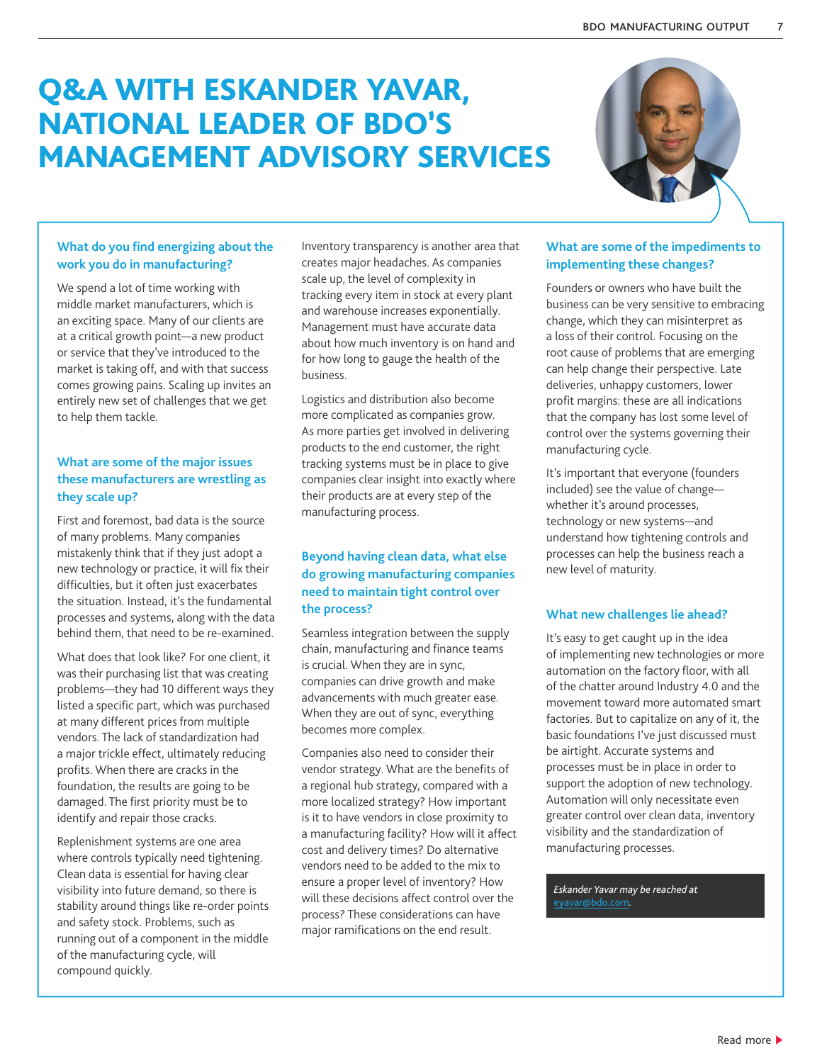# Q&A WITH ESKANDER YAVAR, NATIONAL LEADER OF BDO'S MANAGEMENT ADVISORY SERVICES

### What do you find energizing about the work you do in manufacturing?

We spend a lot of time working with middle market manufacturers, which is an exciting space. Many of our clients are at a critical growth point—a new product or service that they've introduced to the market is taking off, and with that success comes growing pains. Scaling up invites an entirely new set of challenges that we get to help them tackle.

### What are some of the major issues these manufacturers are wrestling as they scale up?

First and foremost, bad data is the source of many problems. Many companies mistakenly think that if they just adopt a new technology or practice, it will fix their difficulties, but it often just exacerbates the situation. Instead, it's the fundamental processes and systems, along with the data behind them, that need to be re-examined.

What does that look like? For one client, it was their purchasing list that was creating problems—they had 10 different ways they listed a specific part, which was purchased at many different prices from multiple vendors. The lack of standardization had a major trickle effect, ultimately reducing profits. When there are cracks in the foundation, the results are going to be damaged. The first priority must be to identify and repair those cracks.

Replenishment systems are one area where controls typically need tightening. Clean data is essential for having clear visibility into future demand, so there is stability around things like re-order points and safety stock. Problems, such as running out of a component in the middle of the manufacturing cycle, will compound quickly.

Inventory transparency is another area that creates major headaches. As companies scale up, the level of complexity in tracking every item in stock at every plant and warehouse increases exponentially. Management must have accurate data about how much inventory is on hand and for how long to gauge the health of the business.

Logistics and distribution also become more complicated as companies grow. As more parties get involved in delivering products to the end customer, the right tracking systems must be in place to give companies clear insight into exactly where their products are at every step of the manufacturing process.

### Beyond having clean data, what else do growing manufacturing companies need to maintain tight control over the process?

Seamless integration between the supply chain, manufacturing and finance teams is crucial. When they are in sync, companies can drive growth and make advancements with much greater ease. When they are out of sync, everything becomes more complex.

Companies also need to consider their vendor strategy. What are the benefits of a regional hub strategy, compared with a more localized strategy? How important is it to have vendors in close proximity to a manufacturing facility? How will it affect cost and delivery times? Do alternative vendors need to be added to the mix to ensure a proper level of inventory? How will these decisions affect control over the process? These considerations can have major ramifications on the end result.

### What are some of the impediments to implementing these changes?

Founders or owners who have built the business can be very sensitive to embracing change, which they can misinterpret as a loss of their control. Focusing on the root cause of problems that are emerging can help change their perspective. Late deliveries, unhappy customers, lower profit margins: these are all indications that the company has lost some level of control over the systems governing their manufacturing cycle.

It's important that everyone (founders included) see the value of change—whether it's around processes, technology or new systems—and understand how tightening controls and processes can help the business reach a new level of maturity.

### What new challenges lie ahead?

It's easy to get caught up in the idea of implementing new technologies or more automation on the factory floor, with all of the chatter around Industry 4.0 and the movement toward more automated smart factories. But to capitalize on any of it, the basic foundations I've just discussed must be airtight. Accurate systems and processes must be in place in order to support the adoption of new technology. Automation will only necessitate even greater control over clean data, inventory visibility and the standardization of manufacturing processes.

*Eskander Yavar may be reached at [eyavar@bdo.com](mailto:eyavar@bdo.com).*

Read more ▶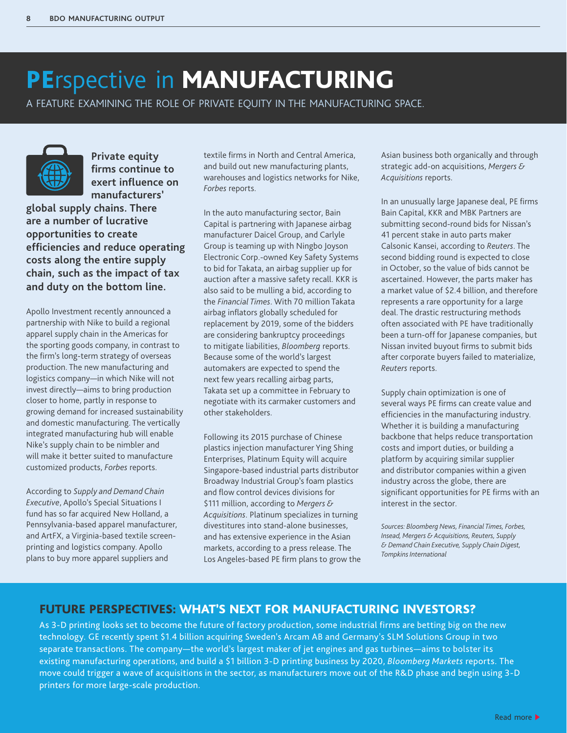# PErspective in MANUFACTURING

A FEATURE EXAMINING THE ROLE OF PRIVATE EQUITY IN THE MANUFACTURING SPACE.

**Private equity firms continue to exert influence on manufacturers' global supply chains. There are a number of lucrative opportunities to create efficiencies and reduce operating costs along the entire supply chain, such as the impact of tax and duty on the bottom line.**

Apollo Investment recently announced a partnership with Nike to build a regional apparel supply chain in the Americas for the sporting goods company, in contrast to the firm's long-term strategy of overseas production. The new manufacturing and logistics company—in which Nike will not invest directly—aims to bring production closer to home, partly in response to growing demand for increased sustainability and domestic manufacturing. The vertically integrated manufacturing hub will enable Nike's supply chain to be nimbler and will make it better suited to manufacture customized products, *Forbes* reports.

According to *Supply and Demand Chain Executive*, Apollo's Special Situations I fund has so far acquired New Holland, a Pennsylvania-based apparel manufacturer, and ArtFX, a Virginia-based textile screen-printing and logistics company. Apollo plans to buy more apparel suppliers and textile firms in North and Central America, and build out new manufacturing plants, warehouses and logistics networks for Nike, *Forbes* reports.

In the auto manufacturing sector, Bain Capital is partnering with Japanese airbag manufacturer Daicel Group, and Carlyle Group is teaming up with Ningbo Joyson Electronic Corp.-owned Key Safety Systems to bid for Takata, an airbag supplier up for auction after a massive safety recall. KKR is also said to be mulling a bid, according to the *Financial Times*. With 70 million Takata airbag inflators globally scheduled for replacement by 2019, some of the bidders are considering bankruptcy proceedings to mitigate liabilities, *Bloomberg* reports. Because some of the world's largest automakers are expected to spend the next few years recalling airbag parts, Takata set up a committee in February to negotiate with its carmaker customers and other stakeholders.

Following its 2015 purchase of Chinese plastics injection manufacturer Ying Shing Enterprises, Platinum Equity will acquire Singapore-based industrial parts distributor Broadway Industrial Group's foam plastics and flow control devices divisions for $111 million, according to *Mergers & Acquisitions*. Platinum specializes in turning divestitures into stand-alone businesses, and has extensive experience in the Asian markets, according to a press release. The Los Angeles-based PE firm plans to grow the Asian business both organically and through strategic add-on acquisitions, *Mergers & Acquisitions* reports.

In an unusually large Japanese deal, PE firms Bain Capital, KKR and MBK Partners are submitting second-round bids for Nissan's 41 percent stake in auto parts maker Calsonic Kansei, according to *Reuters*. The second bidding round is expected to close in October, so the value of bids cannot be ascertained. However, the parts maker has a market value of $2.4 billion, and therefore represents a rare opportunity for a large deal. The drastic restructuring methods often associated with PE have traditionally been a turn-off for Japanese companies, but Nissan invited buyout firms to submit bids after corporate buyers failed to materialize, *Reuters* reports.

Supply chain optimization is one of several ways PE firms can create value and efficiencies in the manufacturing industry. Whether it is building a manufacturing backbone that helps reduce transportation costs and import duties, or building a platform by acquiring similar supplier and distributor companies within a given industry across the globe, there are significant opportunities for PE firms with an interest in the sector.

*Sources: Bloomberg News, Financial Times, Forbes, Insead, Mergers & Acquisitions, Reuters, Supply & Demand Chain Executive, Supply Chain Digest, Tompkins International*

## FUTURE PERSPECTIVES: WHAT'S NEXT FOR MANUFACTURING INVESTORS?

As 3-D printing looks set to become the future of factory production, some industrial firms are betting big on the new technology. GE recently spent $1.4 billion acquiring Sweden's Arcam AB and Germany's SLM Solutions Group in two separate transactions. The company—the world's largest maker of jet engines and gas turbines—aims to bolster its existing manufacturing operations, and build a $1 billion 3-D printing business by 2020, *Bloomberg Markets* reports. The move could trigger a wave of acquisitions in the sector, as manufacturers move out of the R&D phase and begin using 3-D printers for more large-scale production.

Read more ▶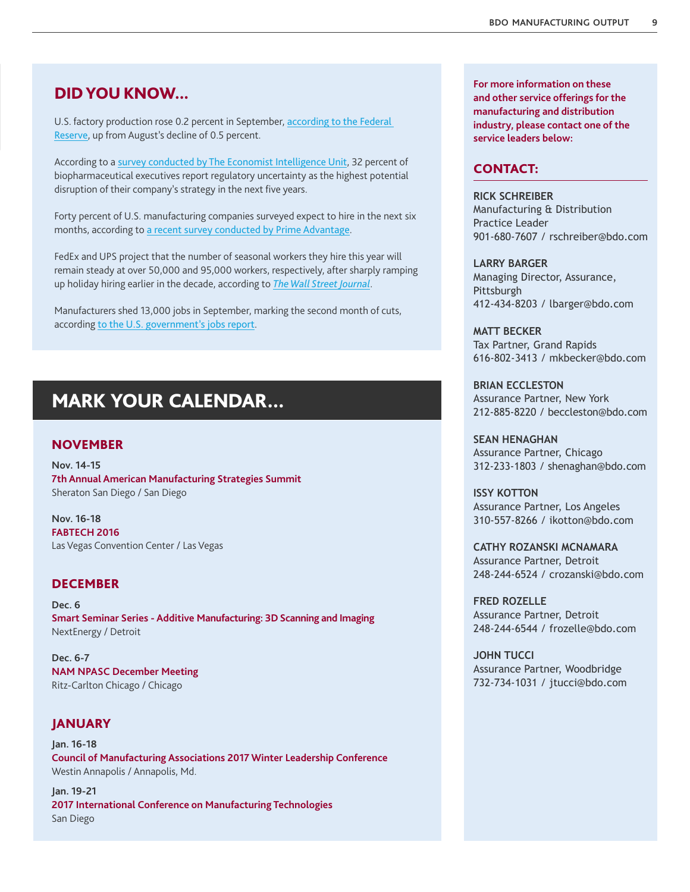## DID YOU KNOW...

U.S. factory production rose 0.2 percent in September, according to the Federal Reserve, up from August's decline of 0.5 percent.

According to a survey conducted by The Economist Intelligence Unit, 32 percent of biopharmaceutical executives report regulatory uncertainty as the highest potential disruption of their company's strategy in the next five years.

Forty percent of U.S. manufacturing companies surveyed expect to hire in the next six months, according to a recent survey conducted by Prime Advantage.

FedEx and UPS project that the number of seasonal workers they hire this year will remain steady at over 50,000 and 95,000 workers, respectively, after sharply ramping up holiday hiring earlier in the decade, according to *The Wall Street Journal*.

Manufacturers shed 13,000 jobs in September, marking the second month of cuts, according to the U.S. government's jobs report.

## MARK YOUR CALENDAR...

### NOVEMBER

**Nov. 14-15**
**7th Annual American Manufacturing Strategies Summit**
Sheraton San Diego / San Diego

**Nov. 16-18**
**FABTECH 2016**
Las Vegas Convention Center / Las Vegas

### DECEMBER

**Dec. 6**
**Smart Seminar Series - Additive Manufacturing: 3D Scanning and Imaging**
NextEnergy / Detroit

**Dec. 6-7**
**NAM NPASC December Meeting**
Ritz-Carlton Chicago / Chicago

### JANUARY

**Jan. 16-18**
**Council of Manufacturing Associations 2017 Winter Leadership Conference**
Westin Annapolis / Annapolis, Md.

**Jan. 19-21**
**2017 International Conference on Manufacturing Technologies**
San Diego

**For more information on these and other service offerings for the manufacturing and distribution industry, please contact one of the service leaders below:**

## CONTACT:

**RICK SCHREIBER**
Manufacturing & Distribution Practice Leader
901-680-7607 / rschreiber@bdo.com

**LARRY BARGER**
Managing Director, Assurance, Pittsburgh
412-434-8203 / lbarger@bdo.com

**MATT BECKER**
Tax Partner, Grand Rapids
616-802-3413 / mkbecker@bdo.com

**BRIAN ECCLESTON**
Assurance Partner, New York
212-885-8220 / beccleston@bdo.com

**SEAN HENAGHAN**
Assurance Partner, Chicago
312-233-1803 / shenaghan@bdo.com

**ISSY KOTTON**
Assurance Partner, Los Angeles
310-557-8266 / ikotton@bdo.com

**CATHY ROZANSKI MCNAMARA**
Assurance Partner, Detroit
248-244-6524 / crozanski@bdo.com

**FRED ROZELLE**
Assurance Partner, Detroit
248-244-6544 / frozelle@bdo.com

**JOHN TUCCI**
Assurance Partner, Woodbridge
732-734-1031 / jtucci@bdo.com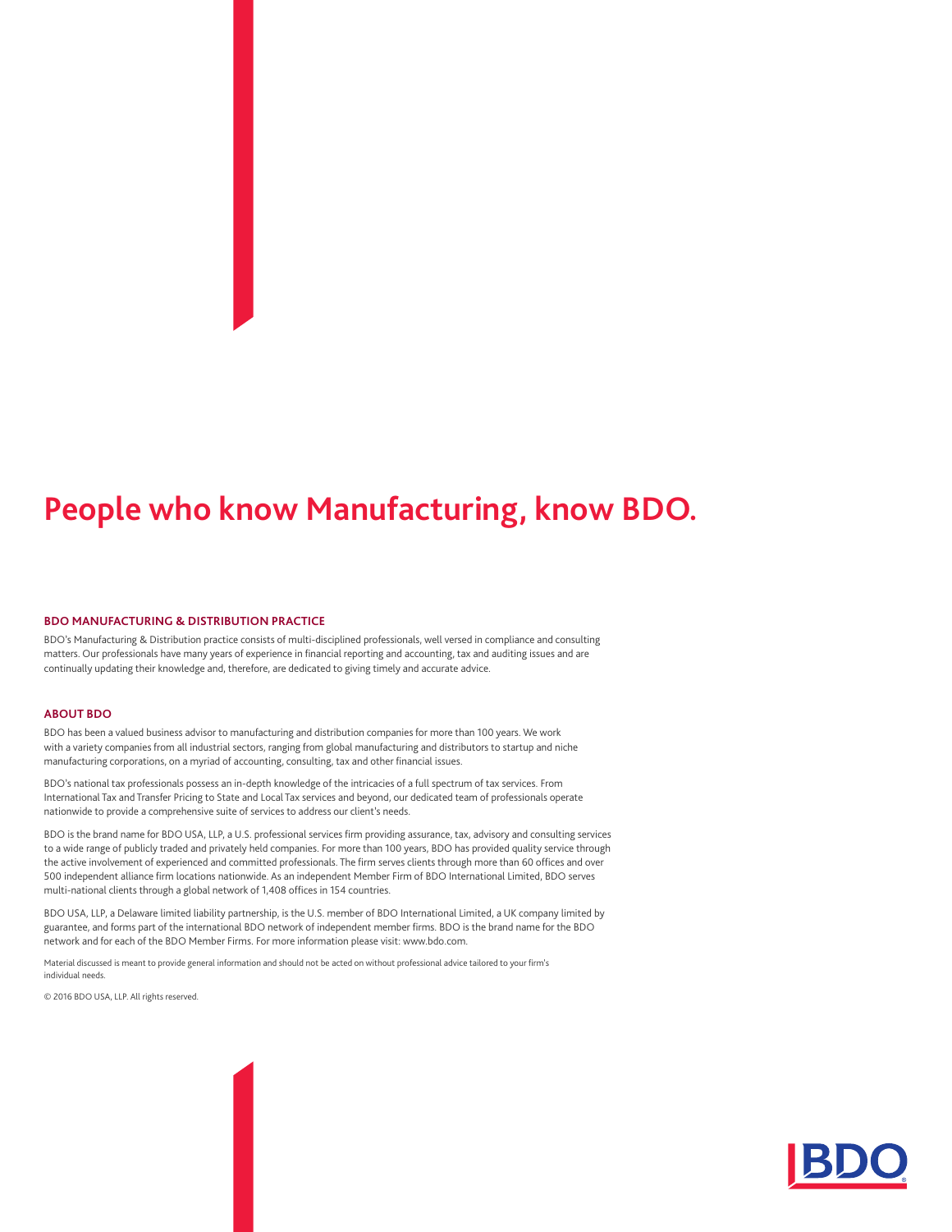# People who know Manufacturing, know BDO.

### BDO MANUFACTURING & DISTRIBUTION PRACTICE

BDO's Manufacturing & Distribution practice consists of multi-disciplined professionals, well versed in compliance and consulting matters. Our professionals have many years of experience in financial reporting and accounting, tax and auditing issues and are continually updating their knowledge and, therefore, are dedicated to giving timely and accurate advice.

### ABOUT BDO

BDO has been a valued business advisor to manufacturing and distribution companies for more than 100 years. We work with a variety companies from all industrial sectors, ranging from global manufacturing and distributors to startup and niche manufacturing corporations, on a myriad of accounting, consulting, tax and other financial issues.

BDO's national tax professionals possess an in-depth knowledge of the intricacies of a full spectrum of tax services. From International Tax and Transfer Pricing to State and Local Tax services and beyond, our dedicated team of professionals operate nationwide to provide a comprehensive suite of services to address our client's needs.

BDO is the brand name for BDO USA, LLP, a U.S. professional services firm providing assurance, tax, advisory and consulting services to a wide range of publicly traded and privately held companies. For more than 100 years, BDO has provided quality service through the active involvement of experienced and committed professionals. The firm serves clients through more than 60 offices and over 500 independent alliance firm locations nationwide. As an independent Member Firm of BDO International Limited, BDO serves multi-national clients through a global network of 1,408 offices in 154 countries.

BDO USA, LLP, a Delaware limited liability partnership, is the U.S. member of BDO International Limited, a UK company limited by guarantee, and forms part of the international BDO network of independent member firms. BDO is the brand name for the BDO network and for each of the BDO Member Firms. For more information please visit: www.bdo.com.

Material discussed is meant to provide general information and should not be acted on without professional advice tailored to your firm's individual needs.

© 2016 BDO USA, LLP. All rights reserved.